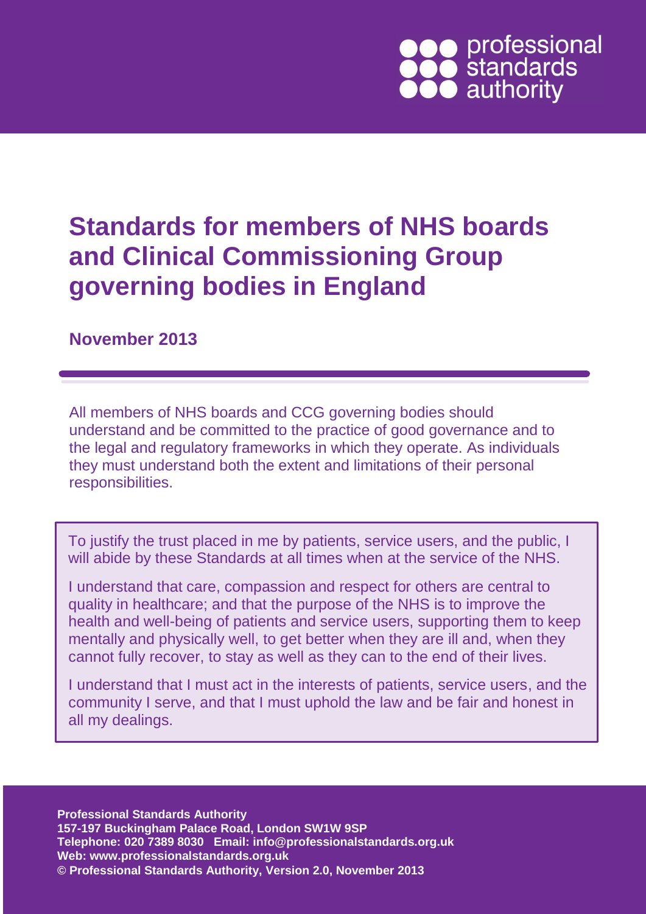professional standards authority

# Standards for members of NHS boards and Clinical Commissioning Group governing bodies in England

**November 2013**

All members of NHS boards and CCG governing bodies should understand and be committed to the practice of good governance and to the legal and regulatory frameworks in which they operate. As individuals they must understand both the extent and limitations of their personal responsibilities.

To justify the trust placed in me by patients, service users, and the public, I will abide by these Standards at all times when at the service of the NHS.

I understand that care, compassion and respect for others are central to quality in healthcare; and that the purpose of the NHS is to improve the health and well-being of patients and service users, supporting them to keep mentally and physically well, to get better when they are ill and, when they cannot fully recover, to stay as well as they can to the end of their lives.

I understand that I must act in the interests of patients, service users, and the community I serve, and that I must uphold the law and be fair and honest in all my dealings.

**Professional Standards Authority**
**157-197 Buckingham Palace Road, London SW1W 9SP**
**Telephone: 020 7389 8030 Email: info@professionalstandards.org.uk**
**Web: www.professionalstandards.org.uk**
**© Professional Standards Authority, Version 2.0, November 2013**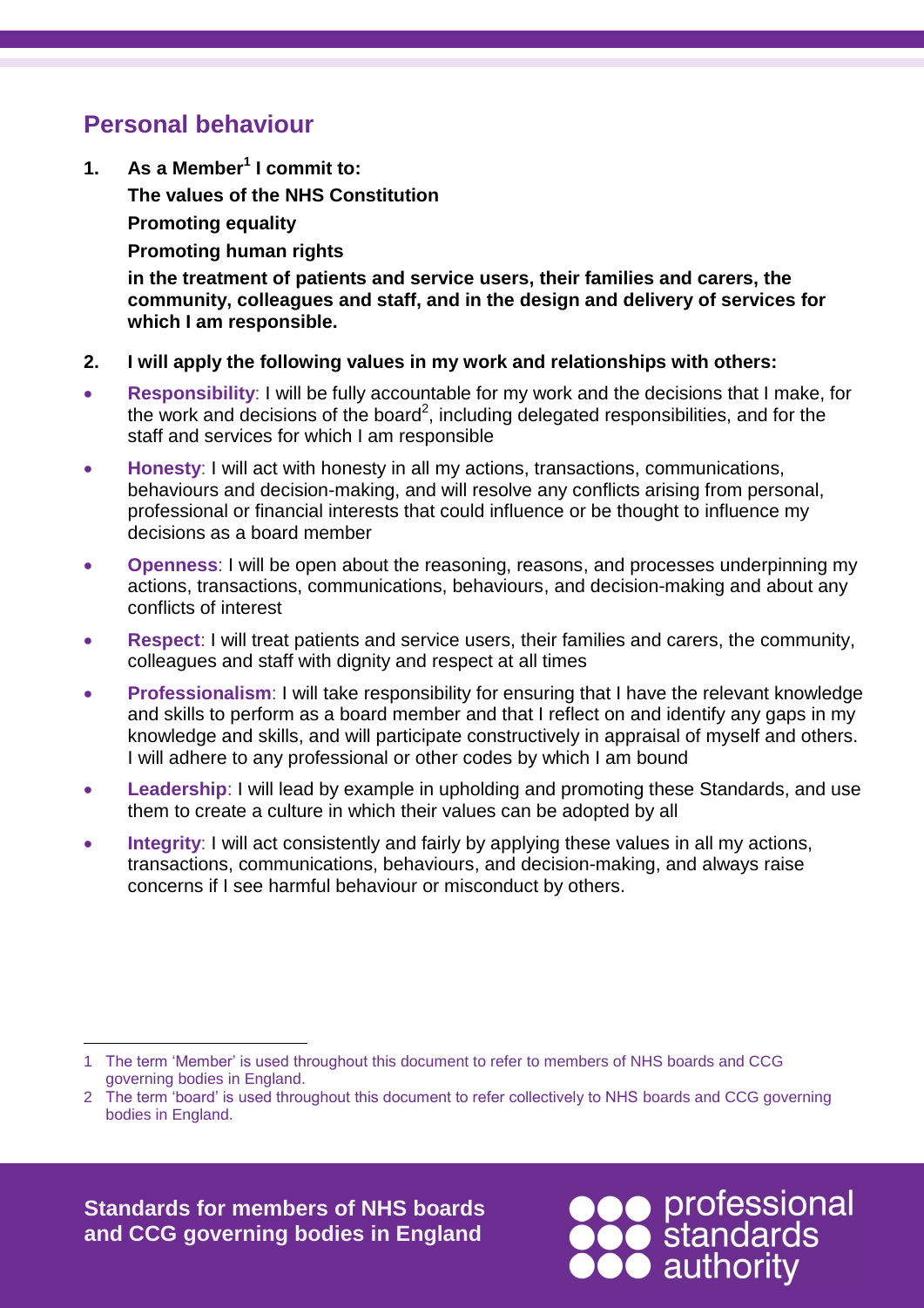## Personal behaviour

1. **As a Member[1] I commit to:**

   **The values of the NHS Constitution**

   **Promoting equality**

   **Promoting human rights**

   **in the treatment of patients and service users, their families and carers, the community, colleagues and staff, and in the design and delivery of services for which I am responsible.**

2. **I will apply the following values in my work and relationships with others:**

- **Responsibility**: I will be fully accountable for my work and the decisions that I make, for the work and decisions of the board[2], including delegated responsibilities, and for the staff and services for which I am responsible
- **Honesty**: I will act with honesty in all my actions, transactions, communications, behaviours and decision-making, and will resolve any conflicts arising from personal, professional or financial interests that could influence or be thought to influence my decisions as a board member
- **Openness**: I will be open about the reasoning, reasons, and processes underpinning my actions, transactions, communications, behaviours, and decision-making and about any conflicts of interest
- **Respect**: I will treat patients and service users, their families and carers, the community, colleagues and staff with dignity and respect at all times
- **Professionalism**: I will take responsibility for ensuring that I have the relevant knowledge and skills to perform as a board member and that I reflect on and identify any gaps in my knowledge and skills, and will participate constructively in appraisal of myself and others. I will adhere to any professional or other codes by which I am bound
- **Leadership**: I will lead by example in upholding and promoting these Standards, and use them to create a culture in which their values can be adopted by all
- **Integrity**: I will act consistently and fairly by applying these values in all my actions, transactions, communications, behaviours, and decision-making, and always raise concerns if I see harmful behaviour or misconduct by others.

---

1 The term 'Member' is used throughout this document to refer to members of NHS boards and CCG governing bodies in England.

2 The term 'board' is used throughout this document to refer collectively to NHS boards and CCG governing bodies in England.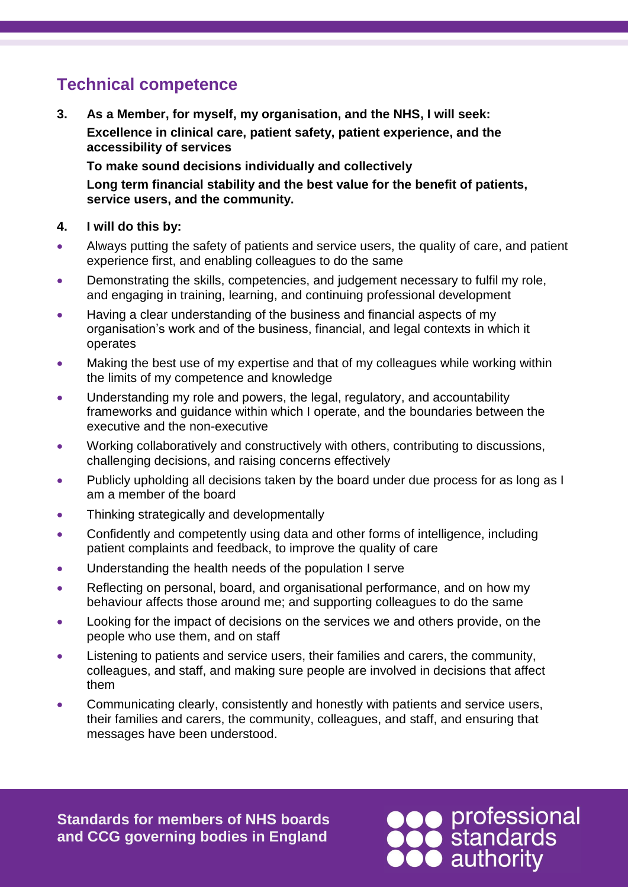## Technical competence

**3. As a Member, for myself, my organisation, and the NHS, I will seek:**

**Excellence in clinical care, patient safety, patient experience, and the accessibility of services**

**To make sound decisions individually and collectively**

**Long term financial stability and the best value for the benefit of patients, service users, and the community.**

**4. I will do this by:**

- Always putting the safety of patients and service users, the quality of care, and patient experience first, and enabling colleagues to do the same
- Demonstrating the skills, competencies, and judgement necessary to fulfil my role, and engaging in training, learning, and continuing professional development
- Having a clear understanding of the business and financial aspects of my organisation's work and of the business, financial, and legal contexts in which it operates
- Making the best use of my expertise and that of my colleagues while working within the limits of my competence and knowledge
- Understanding my role and powers, the legal, regulatory, and accountability frameworks and guidance within which I operate, and the boundaries between the executive and the non-executive
- Working collaboratively and constructively with others, contributing to discussions, challenging decisions, and raising concerns effectively
- Publicly upholding all decisions taken by the board under due process for as long as I am a member of the board
- Thinking strategically and developmentally
- Confidently and competently using data and other forms of intelligence, including patient complaints and feedback, to improve the quality of care
- Understanding the health needs of the population I serve
- Reflecting on personal, board, and organisational performance, and on how my behaviour affects those around me; and supporting colleagues to do the same
- Looking for the impact of decisions on the services we and others provide, on the people who use them, and on staff
- Listening to patients and service users, their families and carers, the community, colleagues, and staff, and making sure people are involved in decisions that affect them
- Communicating clearly, consistently and honestly with patients and service users, their families and carers, the community, colleagues, and staff, and ensuring that messages have been understood.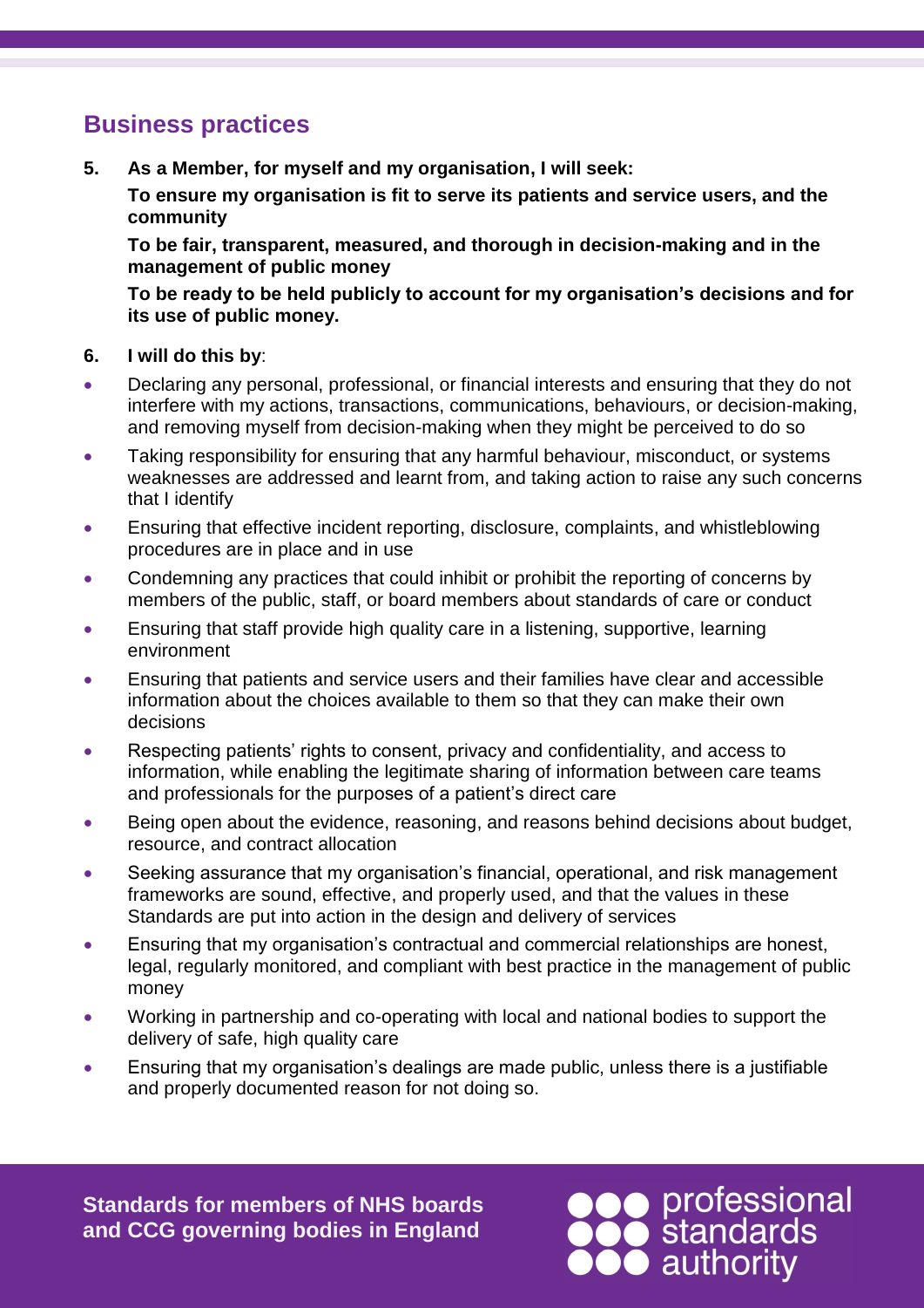## Business practices

**5. As a Member, for myself and my organisation, I will seek:**

**To ensure my organisation is fit to serve its patients and service users, and the community**

**To be fair, transparent, measured, and thorough in decision-making and in the management of public money**

**To be ready to be held publicly to account for my organisation's decisions and for its use of public money.**

**6. I will do this by**:

- Declaring any personal, professional, or financial interests and ensuring that they do not interfere with my actions, transactions, communications, behaviours, or decision-making, and removing myself from decision-making when they might be perceived to do so
- Taking responsibility for ensuring that any harmful behaviour, misconduct, or systems weaknesses are addressed and learnt from, and taking action to raise any such concerns that I identify
- Ensuring that effective incident reporting, disclosure, complaints, and whistleblowing procedures are in place and in use
- Condemning any practices that could inhibit or prohibit the reporting of concerns by members of the public, staff, or board members about standards of care or conduct
- Ensuring that staff provide high quality care in a listening, supportive, learning environment
- Ensuring that patients and service users and their families have clear and accessible information about the choices available to them so that they can make their own decisions
- Respecting patients' rights to consent, privacy and confidentiality, and access to information, while enabling the legitimate sharing of information between care teams and professionals for the purposes of a patient's direct care
- Being open about the evidence, reasoning, and reasons behind decisions about budget, resource, and contract allocation
- Seeking assurance that my organisation's financial, operational, and risk management frameworks are sound, effective, and properly used, and that the values in these Standards are put into action in the design and delivery of services
- Ensuring that my organisation's contractual and commercial relationships are honest, legal, regularly monitored, and compliant with best practice in the management of public money
- Working in partnership and co-operating with local and national bodies to support the delivery of safe, high quality care
- Ensuring that my organisation's dealings are made public, unless there is a justifiable and properly documented reason for not doing so.